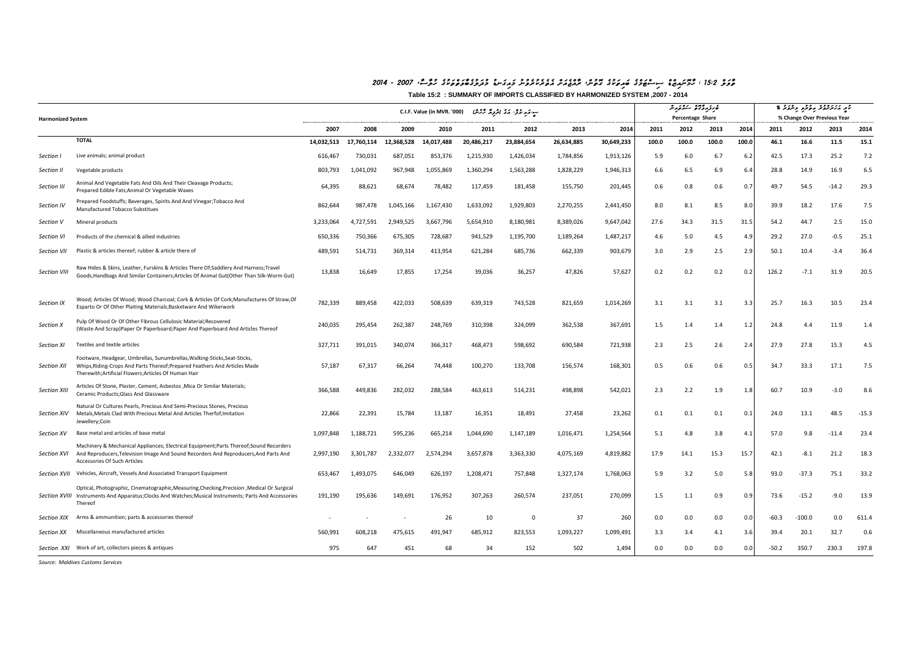**Table 15:2 : SUMMARY OF IMPORTS CLASSIFIED BY HARMONIZED SYSTEM ,2007 - 2014**

| Harmonized System | | C.I.F. Value (in MVR. '000) | | | | | | | | Percentage Share | | | | % Change Over Previous Year | | | |
|---|---|---|---|---|---|---|---|---|---|---|---|---|---|---|---|---|---|
| | | 2007 | 2008 | 2009 | 2010 | 2011 | 2012 | 2013 | 2014 | 2011 | 2012 | 2013 | 2014 | 2011 | 2012 | 2013 | 2014 |
| | **TOTAL** | **14,032,513** | **17,760,114** | **12,368,528** | **14,017,488** | **20,486,217** | **23,884,654** | **26,634,885** | **30,649,233** | **100.0** | **100.0** | **100.0** | **100.0** | **46.1** | **16.6** | **11.5** | **15.1** |
| *Section I* | Live animals; animal product | 616,467 | 730,031 | 687,051 | 853,376 | 1,215,930 | 1,426,034 | 1,784,856 | 1,913,126 | 5.9 | 6.0 | 6.7 | 6.2 | 42.5 | 17.3 | 25.2 | 7.2 |
| *Section II* | Vegetable products | 803,793 | 1,041,092 | 967,948 | 1,055,869 | 1,360,294 | 1,563,288 | 1,828,229 | 1,946,313 | 6.6 | 6.5 | 6.9 | 6.4 | 28.8 | 14.9 | 16.9 | 6.5 |
| *Section III* | Animal And Vegetable Fats And Oils And Their Cleavage Products; Prepared Edible Fats;Animal Or Vegetable Waxes | 64,395 | 88,621 | 68,674 | 78,482 | 117,459 | 181,458 | 155,750 | 201,445 | 0.6 | 0.8 | 0.6 | 0.7 | 49.7 | 54.5 | -14.2 | 29.3 |
| *Section IV* | Prepared Foodstuffs; Baverages, Spirits And And Vinegar;Tobacco And Manufactured Tobacco Substitues | 862,644 | 987,478 | 1,045,166 | 1,167,430 | 1,633,092 | 1,929,803 | 2,270,255 | 2,441,450 | 8.0 | 8.1 | 8.5 | 8.0 | 39.9 | 18.2 | 17.6 | 7.5 |
| *Section V* | Mineral products | 3,233,064 | 4,727,591 | 2,949,525 | 3,667,796 | 5,654,910 | 8,180,981 | 8,389,026 | 9,647,042 | 27.6 | 34.3 | 31.5 | 31.5 | 54.2 | 44.7 | 2.5 | 15.0 |
| *Section VI* | Products of the chemical & allied industries | 650,336 | 750,366 | 675,305 | 728,687 | 941,529 | 1,195,700 | 1,189,264 | 1,487,217 | 4.6 | 5.0 | 4.5 | 4.9 | 29.2 | 27.0 | -0.5 | 25.1 |
| *Section VII* | Plastic & articles thereof; rubber & article there of | 489,591 | 514,731 | 369,314 | 413,954 | 621,284 | 685,736 | 662,339 | 903,679 | 3.0 | 2.9 | 2.5 | 2.9 | 50.1 | 10.4 | -3.4 | 36.4 |
| *Section VIII* | Raw Hides & Skins, Leather, Furskins & Articles There Of;Saddlery And Harness;Travel Goods,Handbags And Similar Containers;Articles Of Animal Gut(Other Than Silk-Worm Gut) | 13,838 | 16,649 | 17,855 | 17,254 | 39,036 | 36,257 | 47,826 | 57,627 | 0.2 | 0.2 | 0.2 | 0.2 | 126.2 | -7.1 | 31.9 | 20.5 |
| *Section IX* | Wood; Articles Of Wood; Wood Charcoal; Cork & Articles Of Cork;Manufactures Of Straw,Of Esparto Or Of Other Plaiting Materials;Basketware And Wikerwork | 782,339 | 889,458 | 422,033 | 508,639 | 639,319 | 743,528 | 821,659 | 1,014,269 | 3.1 | 3.1 | 3.1 | 3.3 | 25.7 | 16.3 | 10.5 | 23.4 |
| *Section X* | Pulp Of Wood Or Of Other Fibrous Cellulosic Material;Recovered (Waste And Scrap)Paper Or Paperboard;Paper And Paperboard And Articles Thereof | 240,035 | 295,454 | 262,387 | 248,769 | 310,398 | 324,099 | 362,538 | 367,691 | 1.5 | 1.4 | 1.4 | 1.2 | 24.8 | 4.4 | 11.9 | 1.4 |
| *Section XI* | Textiles and textile articles | 327,711 | 391,015 | 340,074 | 366,317 | 468,473 | 598,692 | 690,584 | 721,938 | 2.3 | 2.5 | 2.6 | 2.4 | 27.9 | 27.8 | 15.3 | 4.5 |
| *Section XII* | Footware, Headgear, Umbrellas, Sunumbrellas,Walking-Sticks,Seat-Sticks, Whips,Riding-Crops And Parts Thereof;Prepared Feathers And Articles Made Therewith;Artificial Flowers;Articles Of Human Hair | 57,187 | 67,317 | 66,264 | 74,448 | 100,270 | 133,708 | 156,574 | 168,301 | 0.5 | 0.6 | 0.6 | 0.5 | 34.7 | 33.3 | 17.1 | 7.5 |
| *Section XIII* | Articles Of Stone, Plaster, Cement, Asbestos ,Mica Or Similar Materials; Ceramic Products;Glass And Glassware | 366,588 | 449,836 | 282,032 | 288,584 | 463,613 | 514,231 | 498,898 | 542,021 | 2.3 | 2.2 | 1.9 | 1.8 | 60.7 | 10.9 | -3.0 | 8.6 |
| *Section XIV* | Natural Or Cultures Pearls, Precious And Semi-Precious Stones, Precious Metals,Metals Clad With Precious Metal And Articles Therfof;Imitation Jewellery;Coin | 22,866 | 22,391 | 15,784 | 13,187 | 16,351 | 18,491 | 27,458 | 23,262 | 0.1 | 0.1 | 0.1 | 0.1 | 24.0 | 13.1 | 48.5 | -15.3 |
| *Section XV* | Base metal and articles of base metal | 1,097,848 | 1,188,721 | 595,236 | 665,214 | 1,044,690 | 1,147,189 | 1,016,471 | 1,254,564 | 5.1 | 4.8 | 3.8 | 4.1 | 57.0 | 9.8 | -11.4 | 23.4 |
| *Section XVI* | Machinery & Mechanical Appliances; Electrical Equipment;Parts Thereof;Sound Recorders And Reproducers,Television Image And Sound Recorders And Reproducers,And Parts And Accessories Of Such Articles | 2,997,190 | 3,301,787 | 2,332,077 | 2,574,294 | 3,657,878 | 3,363,330 | 4,075,169 | 4,819,882 | 17.9 | 14.1 | 15.3 | 15.7 | 42.1 | -8.1 | 21.2 | 18.3 |
| *Section XVII* | Vehicles, Aircraft, Vessels And Associated Transport Equipment | 653,467 | 1,493,075 | 646,049 | 626,197 | 1,208,471 | 757,848 | 1,327,174 | 1,768,063 | 5.9 | 3.2 | 5.0 | 5.8 | 93.0 | -37.3 | 75.1 | 33.2 |
| *Section XVIII* | Optical, Photographic, Cinematographic,Measuring,Checking,Precision ,Medical Or Surgical Instruments And Apparatus;Clocks And Watches;Musical Instruments; Parts And Accessories Thereof | 191,190 | 195,636 | 149,691 | 176,952 | 307,263 | 260,574 | 237,051 | 270,099 | 1.5 | 1.1 | 0.9 | 0.9 | 73.6 | -15.2 | -9.0 | 13.9 |
| *Section XIX* | Arms & ammunition; parts & accessories thereof | - | - | - | 26 | 10 | 0 | 37 | 260 | 0.0 | 0.0 | 0.0 | 0.0 | -60.3 | -100.0 | 0.0 | 611.4 |
| *Section XX* | Miscellaneous manufactured articles | 560,991 | 608,218 | 475,615 | 491,947 | 685,912 | 823,553 | 1,093,227 | 1,099,491 | 3.3 | 3.4 | 4.1 | 3.6 | 39.4 | 20.1 | 32.7 | 0.6 |
| *Section XXI* | Work of art, collectors pieces & antiques | 975 | 647 | 451 | 68 | 34 | 152 | 502 | 1,494 | 0.0 | 0.0 | 0.0 | 0.0 | -50.2 | 350.7 | 230.3 | 197.8 |

*Source: Maldives Customs Services*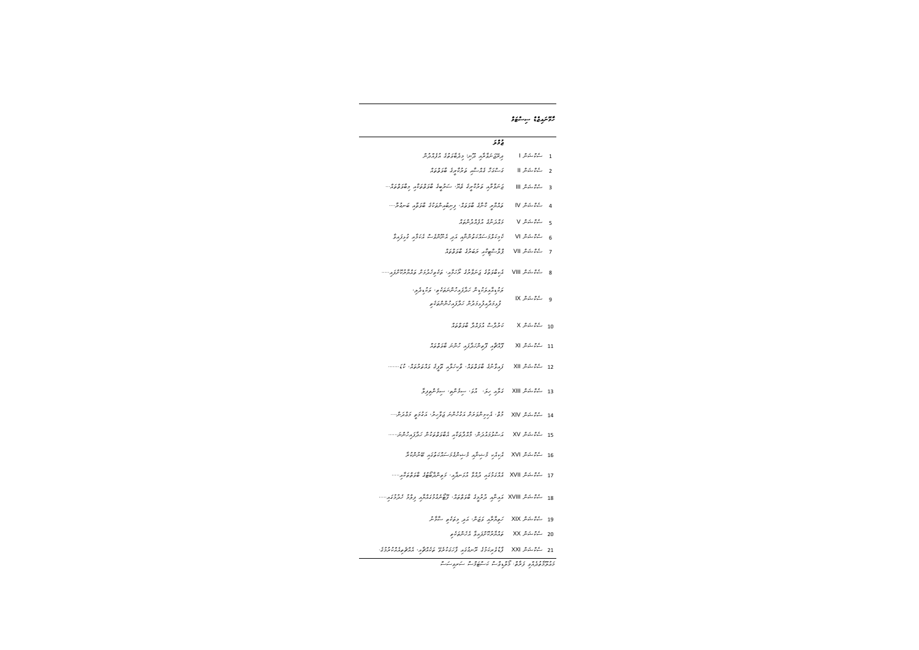| | | |
|---|---|---|
| 1 | ސެކްޝަން I | |
| 2 | ސެކްޝަން II | |
| 3 | ސެކްޝަން III | |
| 4 | ސެކްޝަން IV | |
| 5 | ސެކްޝަން V | |
| 6 | ސެކްޝަން VI | |
| 7 | ސެކްޝަން VII | |
| 8 | ސެކްޝަން VIII | |
| 9 | ސެކްޝަން IX | |
| 10 | ސެކްޝަން X | |
| 11 | ސެކްޝަން XI | |
| 12 | ސެކްޝަން XII | |
| 13 | ސެކްޝަން XIII | |
| 14 | ސެކްޝަން XIV | |
| 15 | ސެކްޝަން XV | |
| 16 | ސެކްޝަން XVI | |
| 17 | ސެކްޝަން XVII | |
| 18 | ސެކްޝަން XVIII | |
| 19 | ސެކްޝަން XIX | |
| 20 | ސެކްޝަން XX | |
| 21 | ސެކްޝަން XXI | |